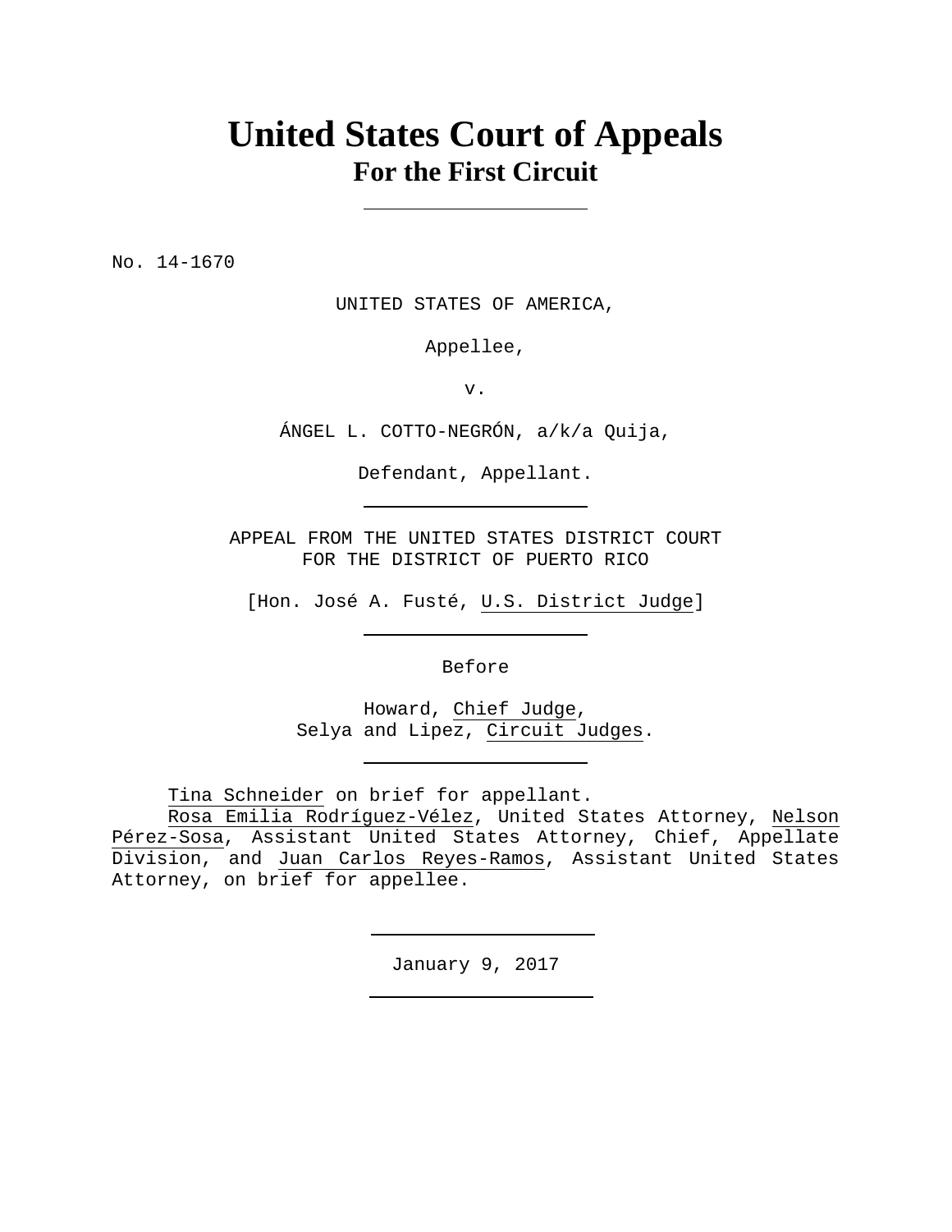# United States Court of Appeals
## For the First Circuit

No. 14-1670

UNITED STATES OF AMERICA,

Appellee,

v.

ÁNGEL L. COTTO-NEGRÓN, a/k/a Quija,

Defendant, Appellant.

APPEAL FROM THE UNITED STATES DISTRICT COURT
FOR THE DISTRICT OF PUERTO RICO

[Hon. José A. Fusté, U.S. District Judge]

Before

Howard, Chief Judge,
Selya and Lipez, Circuit Judges.

Tina Schneider on brief for appellant.
Rosa Emilia Rodríguez-Vélez, United States Attorney, Nelson Pérez-Sosa, Assistant United States Attorney, Chief, Appellate Division, and Juan Carlos Reyes-Ramos, Assistant United States Attorney, on brief for appellee.

January 9, 2017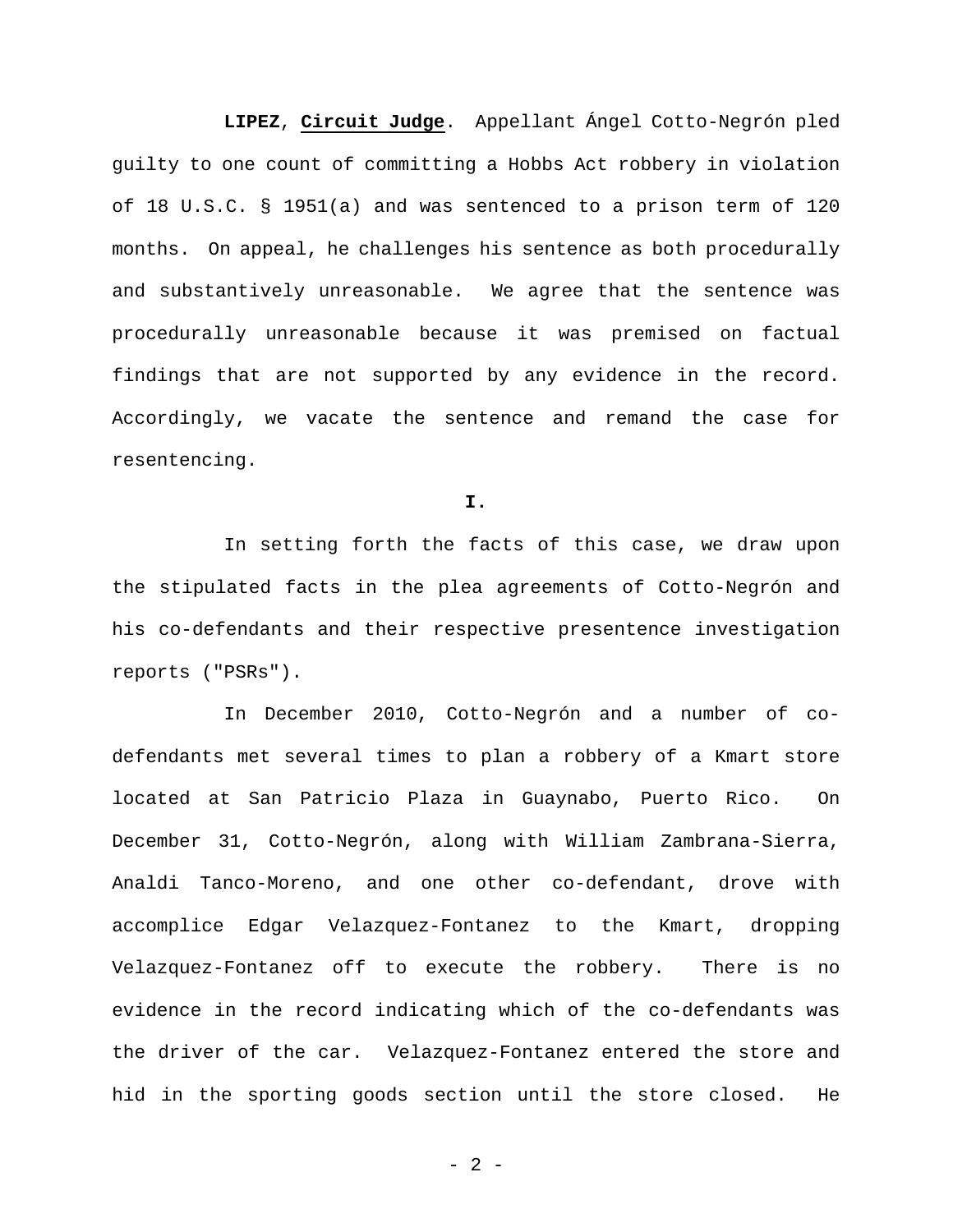**LIPEZ**, **Circuit Judge**. Appellant Ángel Cotto-Negrón pled guilty to one count of committing a Hobbs Act robbery in violation of 18 U.S.C. § 1951(a) and was sentenced to a prison term of 120 months. On appeal, he challenges his sentence as both procedurally and substantively unreasonable. We agree that the sentence was procedurally unreasonable because it was premised on factual findings that are not supported by any evidence in the record. Accordingly, we vacate the sentence and remand the case for resentencing.

## I.

In setting forth the facts of this case, we draw upon the stipulated facts in the plea agreements of Cotto-Negrón and his co-defendants and their respective presentence investigation reports ("PSRs").

In December 2010, Cotto-Negrón and a number of co-defendants met several times to plan a robbery of a Kmart store located at San Patricio Plaza in Guaynabo, Puerto Rico. On December 31, Cotto-Negrón, along with William Zambrana-Sierra, Analdi Tanco-Moreno, and one other co-defendant, drove with accomplice Edgar Velazquez-Fontanez to the Kmart, dropping Velazquez-Fontanez off to execute the robbery. There is no evidence in the record indicating which of the co-defendants was the driver of the car. Velazquez-Fontanez entered the store and hid in the sporting goods section until the store closed. He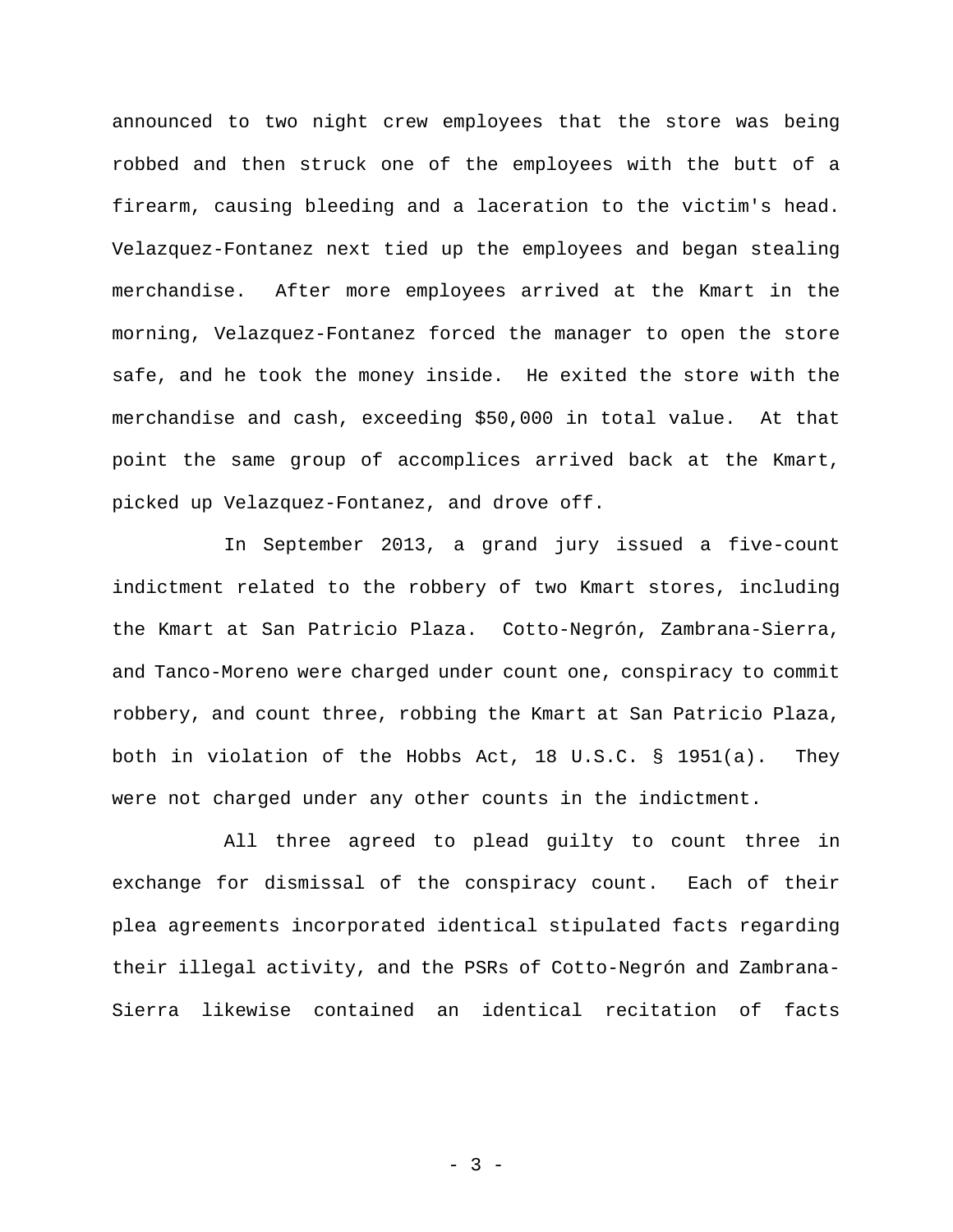announced to two night crew employees that the store was being robbed and then struck one of the employees with the butt of a firearm, causing bleeding and a laceration to the victim's head. Velazquez-Fontanez next tied up the employees and began stealing merchandise. After more employees arrived at the Kmart in the morning, Velazquez-Fontanez forced the manager to open the store safe, and he took the money inside. He exited the store with the merchandise and cash, exceeding $50,000 in total value. At that point the same group of accomplices arrived back at the Kmart, picked up Velazquez-Fontanez, and drove off.

In September 2013, a grand jury issued a five-count indictment related to the robbery of two Kmart stores, including the Kmart at San Patricio Plaza. Cotto-Negrón, Zambrana-Sierra, and Tanco-Moreno were charged under count one, conspiracy to commit robbery, and count three, robbing the Kmart at San Patricio Plaza, both in violation of the Hobbs Act, 18 U.S.C. § 1951(a). They were not charged under any other counts in the indictment.

All three agreed to plead guilty to count three in exchange for dismissal of the conspiracy count. Each of their plea agreements incorporated identical stipulated facts regarding their illegal activity, and the PSRs of Cotto-Negrón and Zambrana-Sierra likewise contained an identical recitation of facts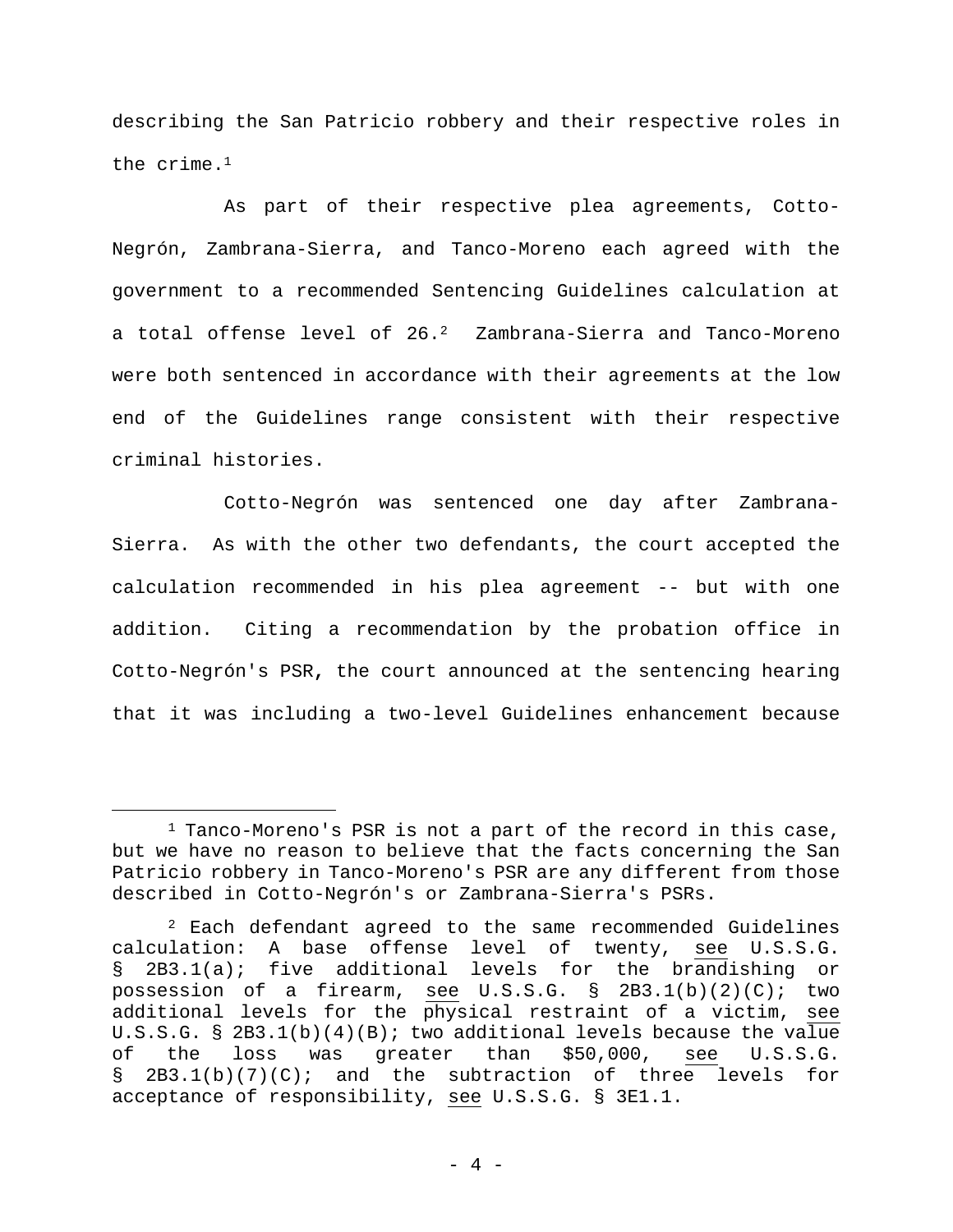describing the San Patricio robbery and their respective roles in the crime.[1]

As part of their respective plea agreements, Cotto-Negrón, Zambrana-Sierra, and Tanco-Moreno each agreed with the government to a recommended Sentencing Guidelines calculation at a total offense level of 26.[2] Zambrana-Sierra and Tanco-Moreno were both sentenced in accordance with their agreements at the low end of the Guidelines range consistent with their respective criminal histories.

Cotto-Negrón was sentenced one day after Zambrana-Sierra. As with the other two defendants, the court accepted the calculation recommended in his plea agreement -- but with one addition. Citing a recommendation by the probation office in Cotto-Negrón's PSR, the court announced at the sentencing hearing that it was including a two-level Guidelines enhancement because

---

[1] Tanco-Moreno's PSR is not a part of the record in this case, but we have no reason to believe that the facts concerning the San Patricio robbery in Tanco-Moreno's PSR are any different from those described in Cotto-Negrón's or Zambrana-Sierra's PSRs.

[2] Each defendant agreed to the same recommended Guidelines calculation: A base offense level of twenty, see U.S.S.G. § 2B3.1(a); five additional levels for the brandishing or possession of a firearm, see U.S.S.G. § 2B3.1(b)(2)(C); two additional levels for the physical restraint of a victim, see U.S.S.G. § 2B3.1(b)(4)(B); two additional levels because the value of the loss was greater than $50,000, see U.S.S.G. § 2B3.1(b)(7)(C); and the subtraction of three levels for acceptance of responsibility, see U.S.S.G. § 3E1.1.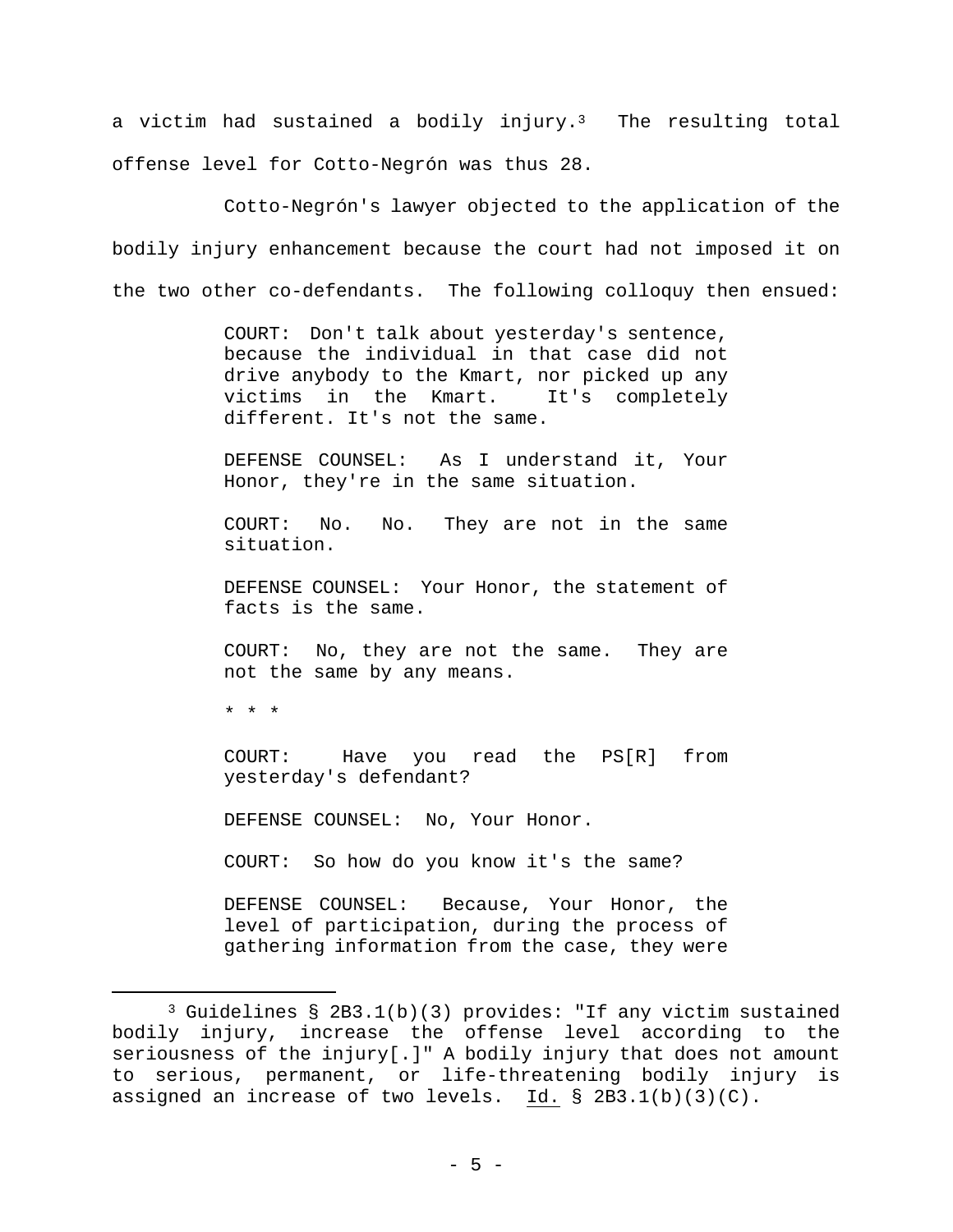a victim had sustained a bodily injury.[3] The resulting total offense level for Cotto-Negrón was thus 28.

Cotto-Negrón's lawyer objected to the application of the bodily injury enhancement because the court had not imposed it on the two other co-defendants. The following colloquy then ensued:

> COURT: Don't talk about yesterday's sentence, because the individual in that case did not drive anybody to the Kmart, nor picked up any victims in the Kmart. It's completely different. It's not the same.
>
> DEFENSE COUNSEL: As I understand it, Your Honor, they're in the same situation.
>
> COURT: No. No. They are not in the same situation.
>
> DEFENSE COUNSEL: Your Honor, the statement of facts is the same.
>
> COURT: No, they are not the same. They are not the same by any means.
>
> * * *
>
> COURT: Have you read the PS[R] from yesterday's defendant?
>
> DEFENSE COUNSEL: No, Your Honor.
>
> COURT: So how do you know it's the same?
>
> DEFENSE COUNSEL: Because, Your Honor, the level of participation, during the process of gathering information from the case, they were

[3] Guidelines § 2B3.1(b)(3) provides: "If any victim sustained bodily injury, increase the offense level according to the seriousness of the injury[.]" A bodily injury that does not amount to serious, permanent, or life-threatening bodily injury is assigned an increase of two levels. Id. § 2B3.1(b)(3)(C).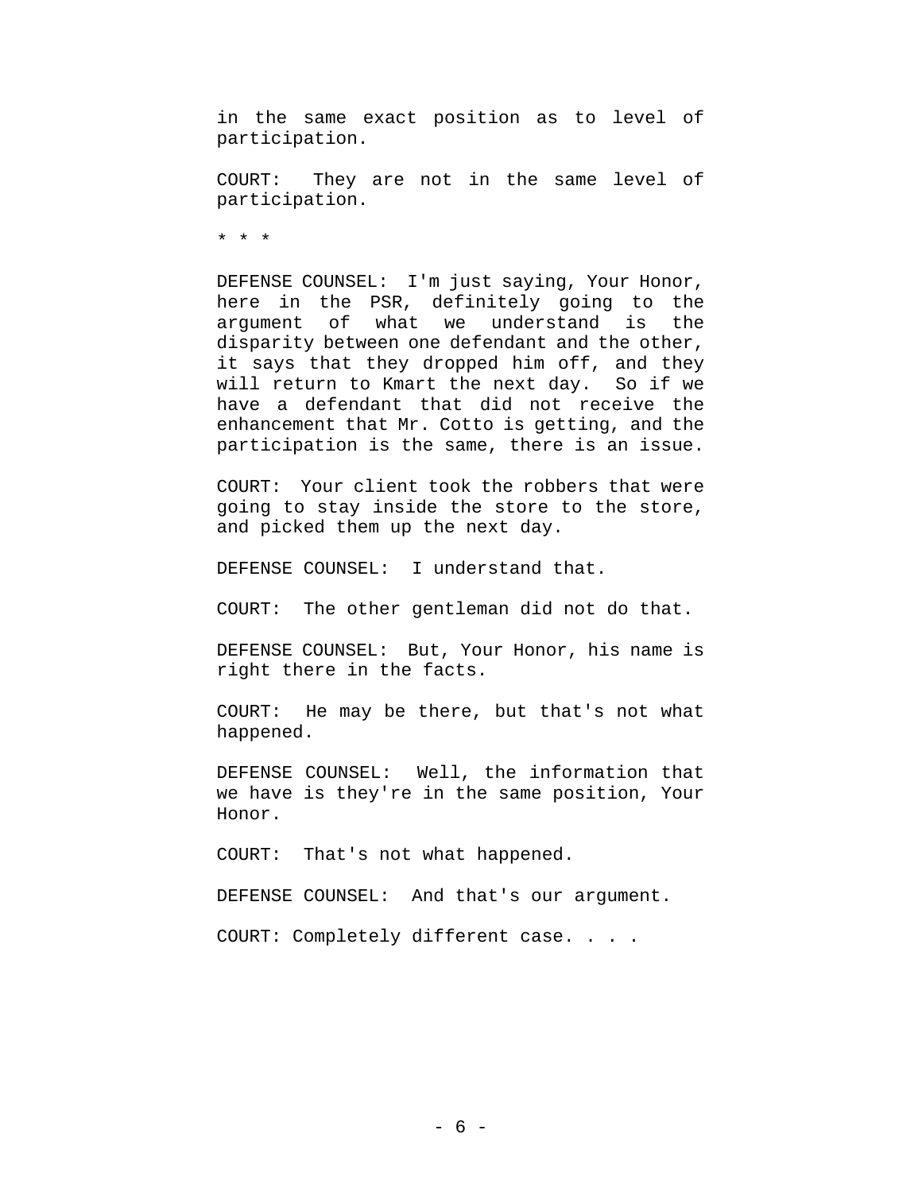in the same exact position as to level of participation.

COURT: They are not in the same level of participation.

* * *

DEFENSE COUNSEL: I'm just saying, Your Honor, here in the PSR, definitely going to the argument of what we understand is the disparity between one defendant and the other, it says that they dropped him off, and they will return to Kmart the next day. So if we have a defendant that did not receive the enhancement that Mr. Cotto is getting, and the participation is the same, there is an issue.

COURT: Your client took the robbers that were going to stay inside the store to the store, and picked them up the next day.

DEFENSE COUNSEL: I understand that.

COURT: The other gentleman did not do that.

DEFENSE COUNSEL: But, Your Honor, his name is right there in the facts.

COURT: He may be there, but that's not what happened.

DEFENSE COUNSEL: Well, the information that we have is they're in the same position, Your Honor.

COURT: That's not what happened.

DEFENSE COUNSEL: And that's our argument.

COURT: Completely different case. . . .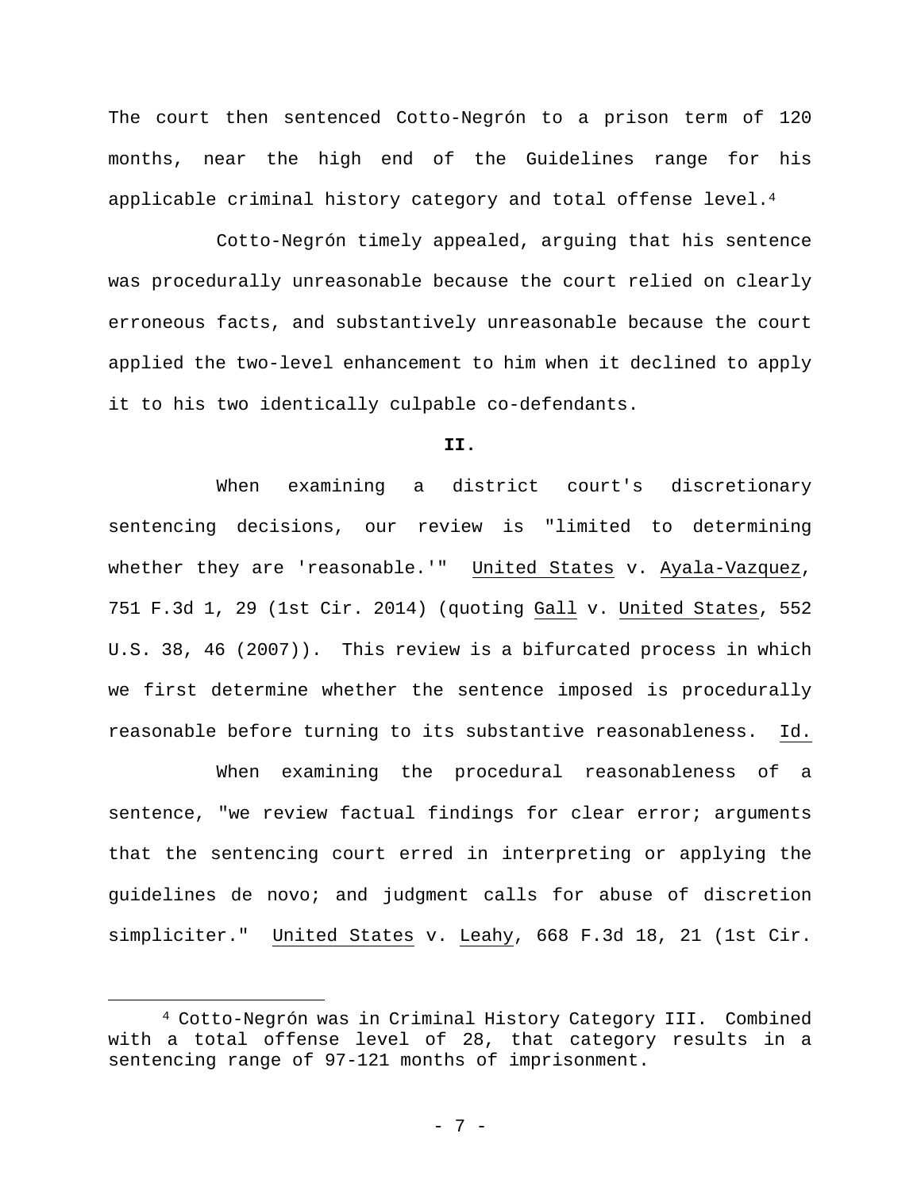The court then sentenced Cotto-Negrón to a prison term of 120 months, near the high end of the Guidelines range for his applicable criminal history category and total offense level.[4]

Cotto-Negrón timely appealed, arguing that his sentence was procedurally unreasonable because the court relied on clearly erroneous facts, and substantively unreasonable because the court applied the two-level enhancement to him when it declined to apply it to his two identically culpable co-defendants.

## II.

When examining a district court's discretionary sentencing decisions, our review is "limited to determining whether they are 'reasonable.'" United States v. Ayala-Vazquez, 751 F.3d 1, 29 (1st Cir. 2014) (quoting Gall v. United States, 552 U.S. 38, 46 (2007)). This review is a bifurcated process in which we first determine whether the sentence imposed is procedurally reasonable before turning to its substantive reasonableness. Id.

When examining the procedural reasonableness of a sentence, "we review factual findings for clear error; arguments that the sentencing court erred in interpreting or applying the guidelines de novo; and judgment calls for abuse of discretion simpliciter." United States v. Leahy, 668 F.3d 18, 21 (1st Cir.

---

[4] Cotto-Negrón was in Criminal History Category III. Combined with a total offense level of 28, that category results in a sentencing range of 97-121 months of imprisonment.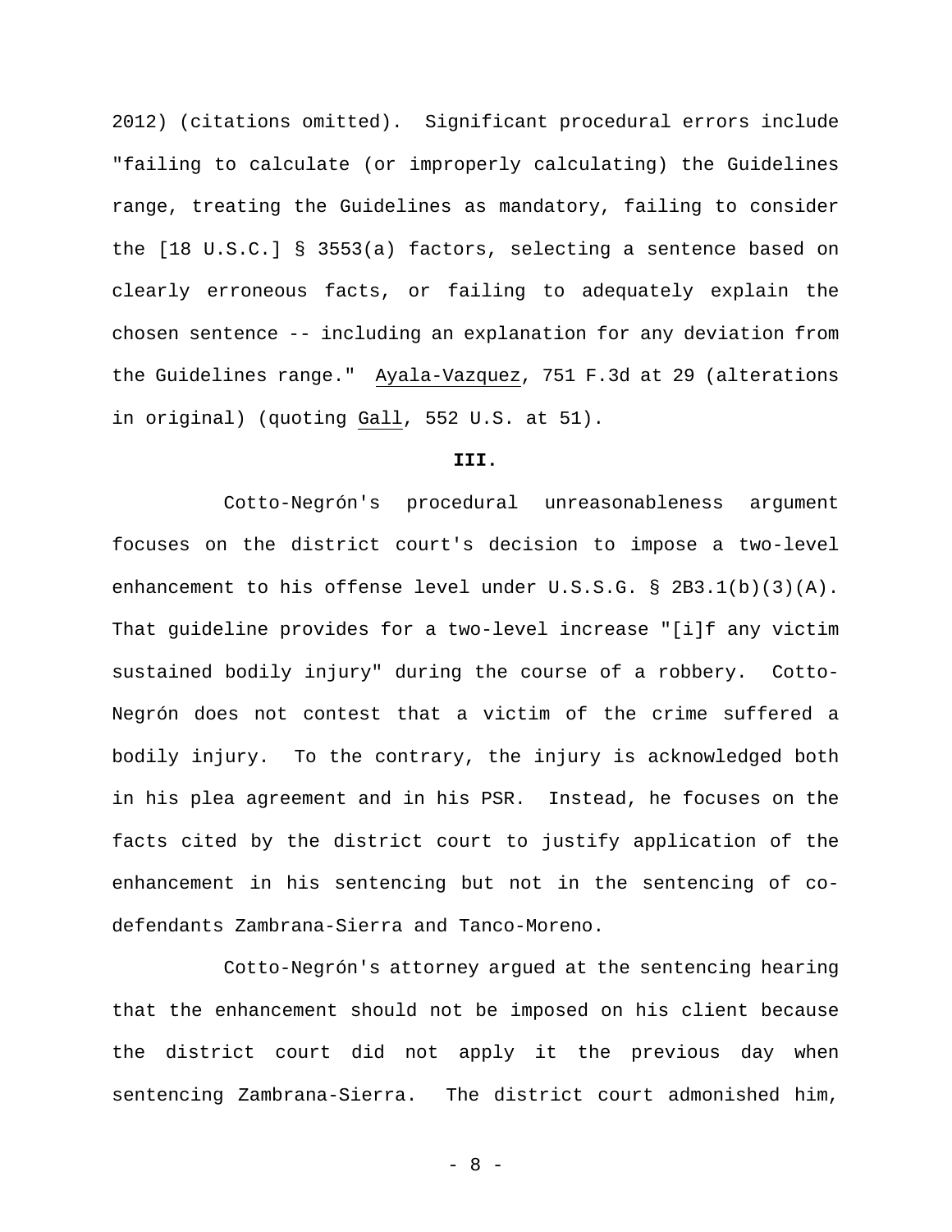2012) (citations omitted). Significant procedural errors include "failing to calculate (or improperly calculating) the Guidelines range, treating the Guidelines as mandatory, failing to consider the [18 U.S.C.] § 3553(a) factors, selecting a sentence based on clearly erroneous facts, or failing to adequately explain the chosen sentence -- including an explanation for any deviation from the Guidelines range." Ayala-Vazquez, 751 F.3d at 29 (alterations in original) (quoting Gall, 552 U.S. at 51).

**III.**

Cotto-Negrón's procedural unreasonableness argument focuses on the district court's decision to impose a two-level enhancement to his offense level under U.S.S.G. § 2B3.1(b)(3)(A). That guideline provides for a two-level increase "[i]f any victim sustained bodily injury" during the course of a robbery. Cotto-Negrón does not contest that a victim of the crime suffered a bodily injury. To the contrary, the injury is acknowledged both in his plea agreement and in his PSR. Instead, he focuses on the facts cited by the district court to justify application of the enhancement in his sentencing but not in the sentencing of co-defendants Zambrana-Sierra and Tanco-Moreno.

Cotto-Negrón's attorney argued at the sentencing hearing that the enhancement should not be imposed on his client because the district court did not apply it the previous day when sentencing Zambrana-Sierra. The district court admonished him,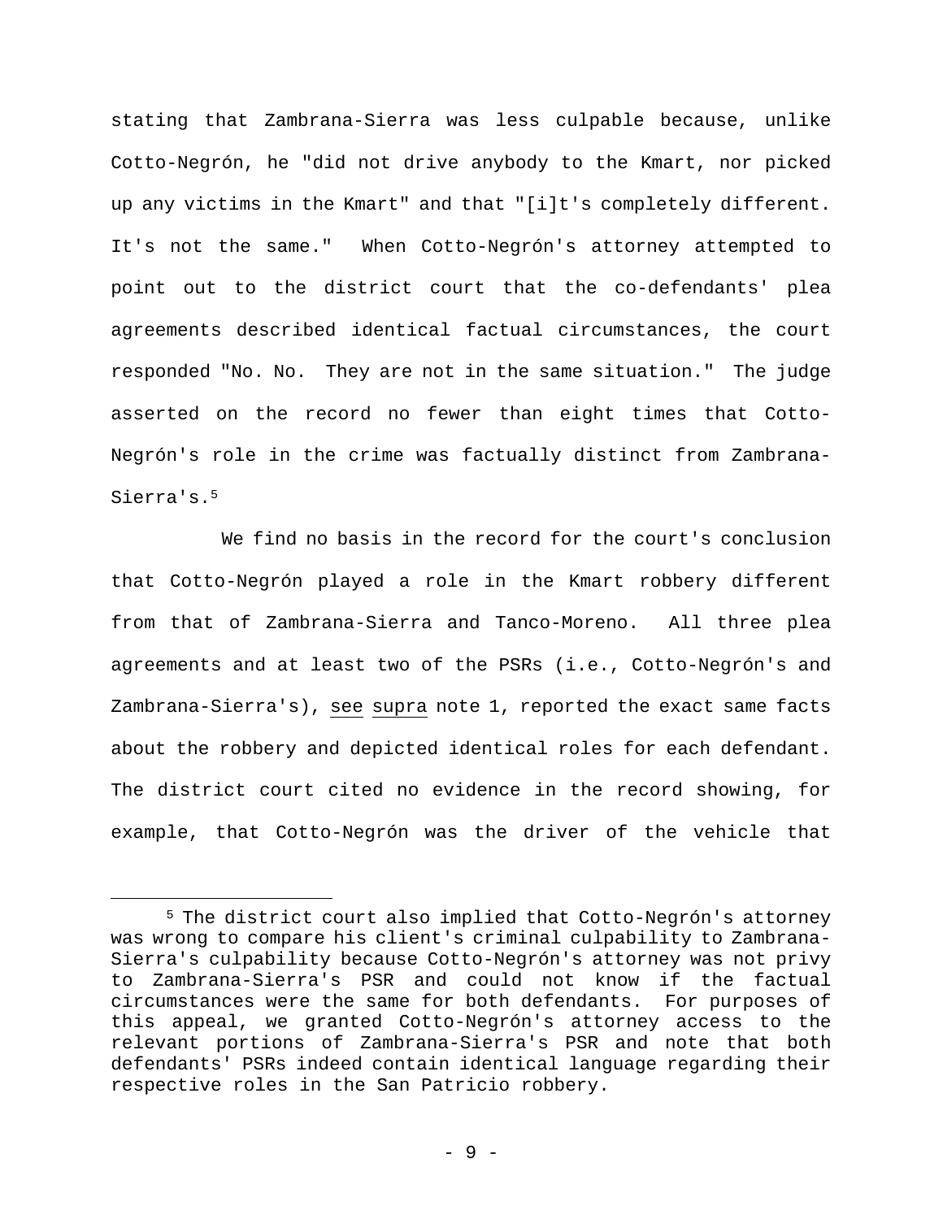stating that Zambrana-Sierra was less culpable because, unlike Cotto-Negrón, he "did not drive anybody to the Kmart, nor picked up any victims in the Kmart" and that "[i]t's completely different. It's not the same." When Cotto-Negrón's attorney attempted to point out to the district court that the co-defendants' plea agreements described identical factual circumstances, the court responded "No. No. They are not in the same situation." The judge asserted on the record no fewer than eight times that Cotto-Negrón's role in the crime was factually distinct from Zambrana-Sierra's.[5]

We find no basis in the record for the court's conclusion that Cotto-Negrón played a role in the Kmart robbery different from that of Zambrana-Sierra and Tanco-Moreno. All three plea agreements and at least two of the PSRs (i.e., Cotto-Negrón's and Zambrana-Sierra's), see supra note 1, reported the exact same facts about the robbery and depicted identical roles for each defendant. The district court cited no evidence in the record showing, for example, that Cotto-Negrón was the driver of the vehicle that

[5] The district court also implied that Cotto-Negrón's attorney was wrong to compare his client's criminal culpability to Zambrana-Sierra's culpability because Cotto-Negrón's attorney was not privy to Zambrana-Sierra's PSR and could not know if the factual circumstances were the same for both defendants. For purposes of this appeal, we granted Cotto-Negrón's attorney access to the relevant portions of Zambrana-Sierra's PSR and note that both defendants' PSRs indeed contain identical language regarding their respective roles in the San Patricio robbery.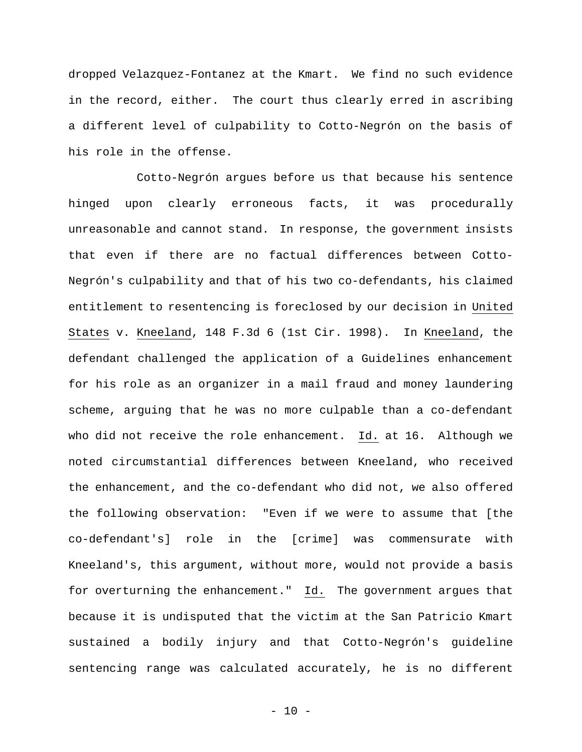dropped Velazquez-Fontanez at the Kmart. We find no such evidence in the record, either. The court thus clearly erred in ascribing a different level of culpability to Cotto-Negrón on the basis of his role in the offense.

Cotto-Negrón argues before us that because his sentence hinged upon clearly erroneous facts, it was procedurally unreasonable and cannot stand. In response, the government insists that even if there are no factual differences between Cotto-Negrón's culpability and that of his two co-defendants, his claimed entitlement to resentencing is foreclosed by our decision in United States v. Kneeland, 148 F.3d 6 (1st Cir. 1998). In Kneeland, the defendant challenged the application of a Guidelines enhancement for his role as an organizer in a mail fraud and money laundering scheme, arguing that he was no more culpable than a co-defendant who did not receive the role enhancement. Id. at 16. Although we noted circumstantial differences between Kneeland, who received the enhancement, and the co-defendant who did not, we also offered the following observation: "Even if we were to assume that [the co-defendant's] role in the [crime] was commensurate with Kneeland's, this argument, without more, would not provide a basis for overturning the enhancement." Id. The government argues that because it is undisputed that the victim at the San Patricio Kmart sustained a bodily injury and that Cotto-Negrón's guideline sentencing range was calculated accurately, he is no different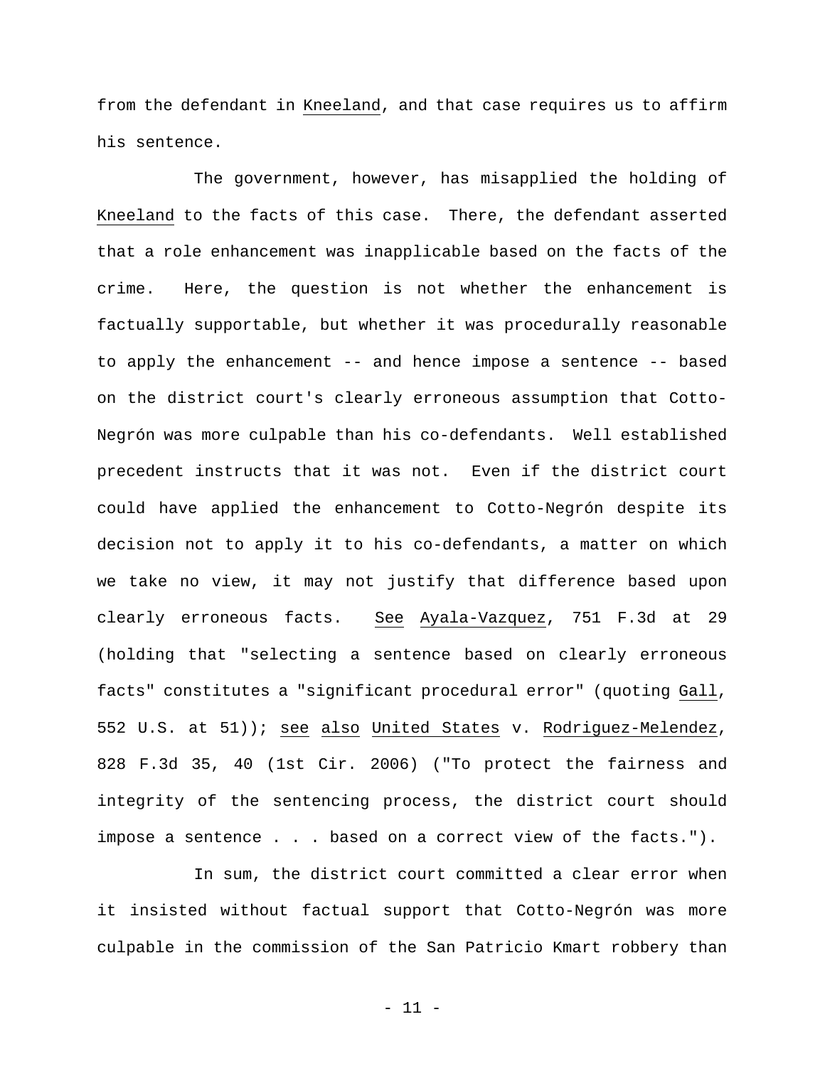from the defendant in Kneeland, and that case requires us to affirm his sentence.

The government, however, has misapplied the holding of Kneeland to the facts of this case. There, the defendant asserted that a role enhancement was inapplicable based on the facts of the crime. Here, the question is not whether the enhancement is factually supportable, but whether it was procedurally reasonable to apply the enhancement -- and hence impose a sentence -- based on the district court's clearly erroneous assumption that Cotto-Negrón was more culpable than his co-defendants. Well established precedent instructs that it was not. Even if the district court could have applied the enhancement to Cotto-Negrón despite its decision not to apply it to his co-defendants, a matter on which we take no view, it may not justify that difference based upon clearly erroneous facts. See Ayala-Vazquez, 751 F.3d at 29 (holding that "selecting a sentence based on clearly erroneous facts" constitutes a "significant procedural error" (quoting Gall, 552 U.S. at 51)); see also United States v. Rodriguez-Melendez, 828 F.3d 35, 40 (1st Cir. 2006) ("To protect the fairness and integrity of the sentencing process, the district court should impose a sentence . . . based on a correct view of the facts.").

In sum, the district court committed a clear error when it insisted without factual support that Cotto-Negrón was more culpable in the commission of the San Patricio Kmart robbery than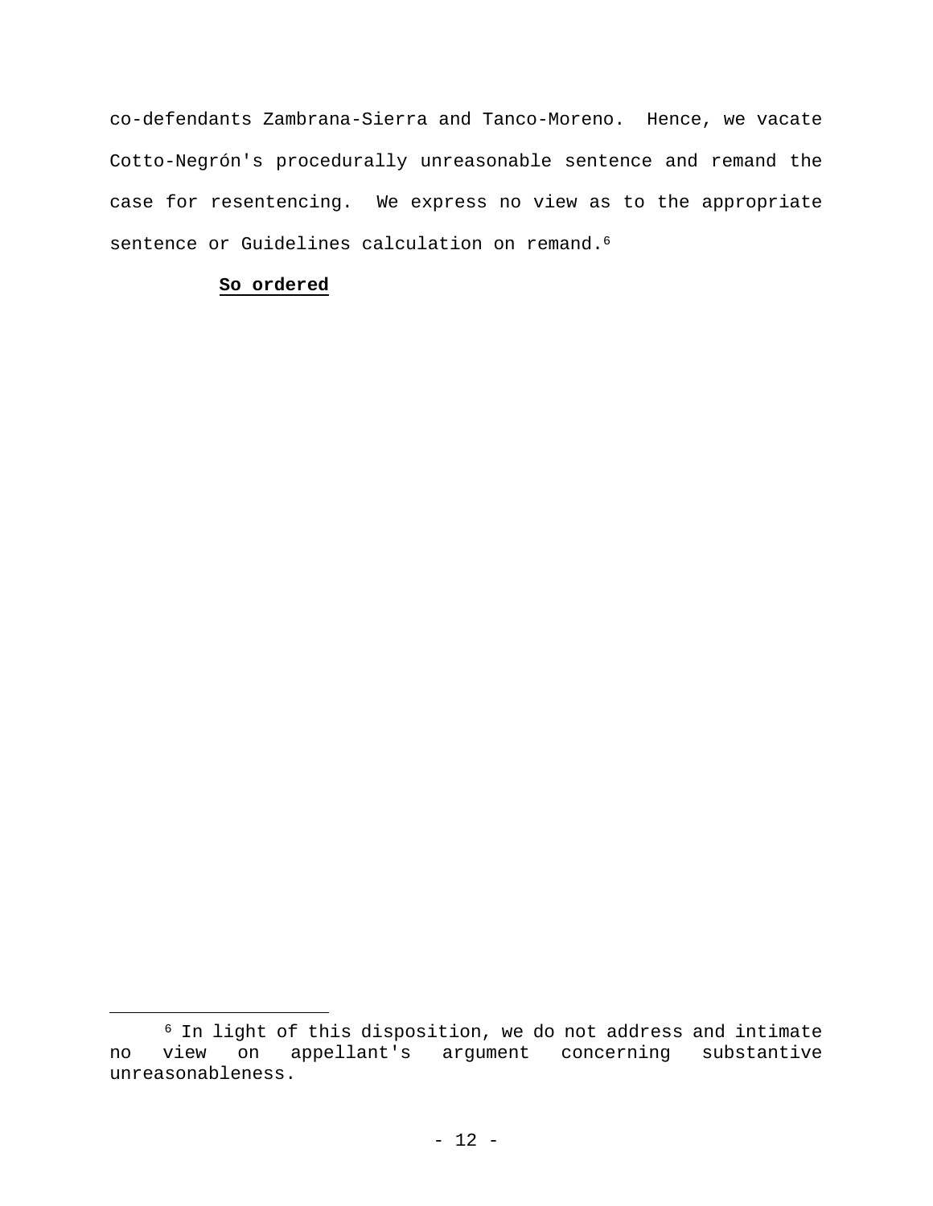co-defendants Zambrana-Sierra and Tanco-Moreno. Hence, we vacate Cotto-Negrón's procedurally unreasonable sentence and remand the case for resentencing. We express no view as to the appropriate sentence or Guidelines calculation on remand.[6]

**So ordered**

---

[6] In light of this disposition, we do not address and intimate no view on appellant's argument concerning substantive unreasonableness.